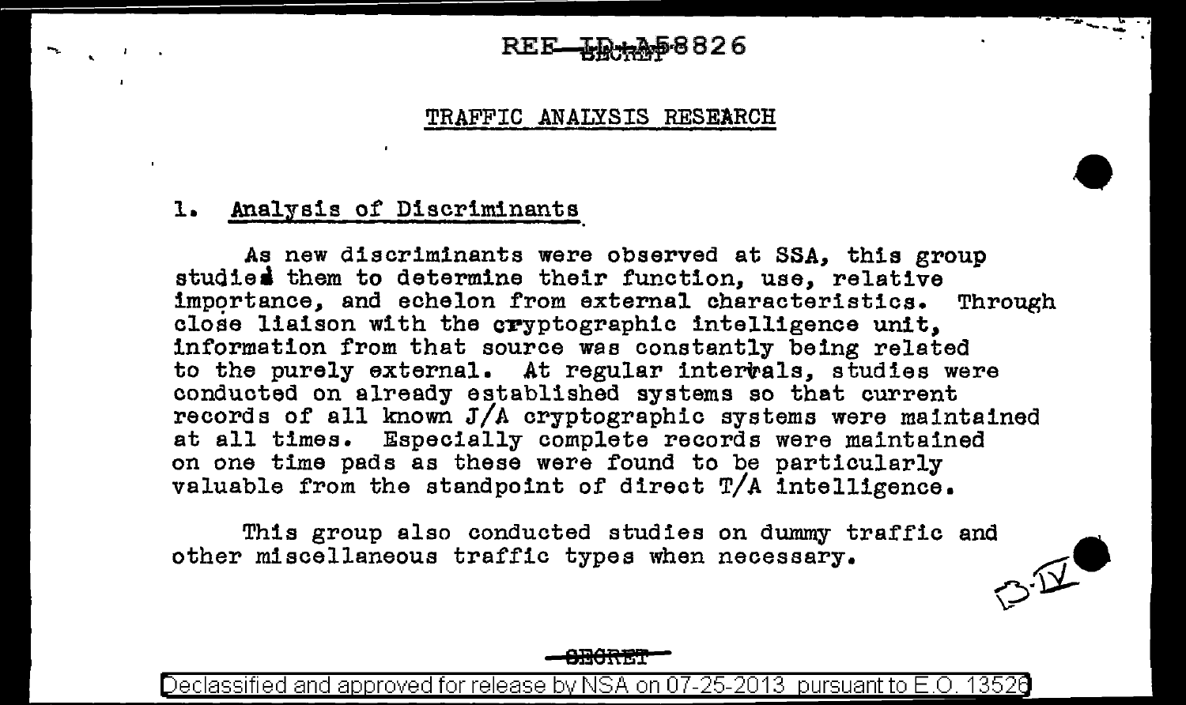# TRAFFIC ANALYSIS RESEARCH

## 1. Analysis of Discriminants

As new discriminants were observed at SSA, this group studied them to determine their function, use, relative importance, and echelon from external characteristics. Through close liaison with the cryptographic intelligence unit, information from that source was constantly being related to the purely external. At regular intervals, studies were conducted on already established systems so that current records of all known J/A cryptographic systems were maintained at all times. Especially complete records were maintained on one time pads as these were found to be particularly valuable from the standpoint of direct T/A intelligence.

This group also conducted studies on dummy traffic and other miscellaneous traffic types when necessary.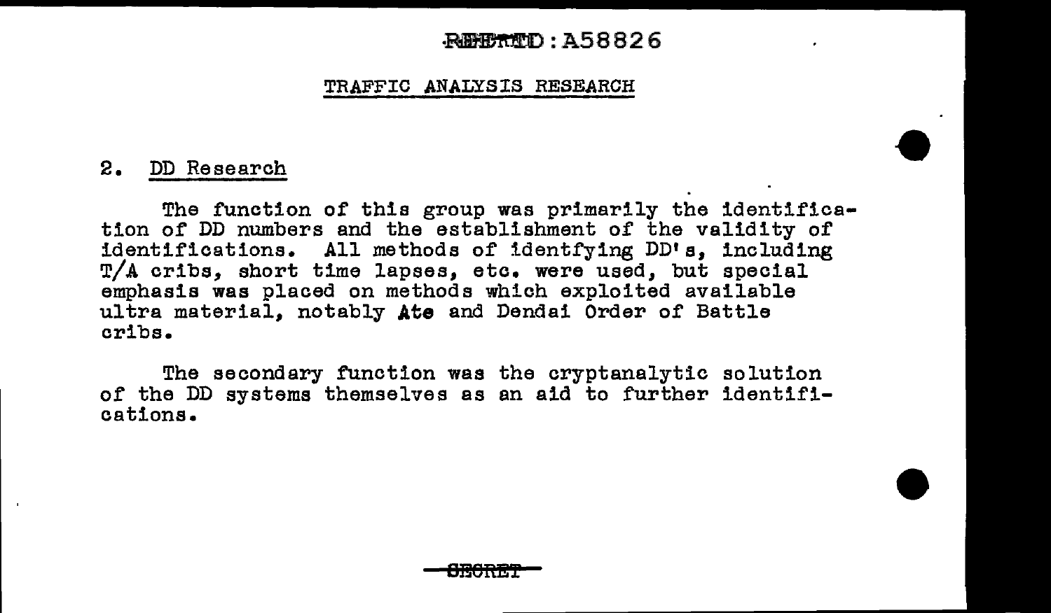REF ID:A58826

## TRAFFIC ANALYSIS RESEARCH

### 2. DD Research

The function of this group was primarily the identification of DD numbers and the establishment of the validity of identifications. All methods of identfying DD's, including T/A cribs, short time lapses, etc. were used, but special emphasis was placed on methods which exploited available ultra material, notably **Ate** and Dendai Order of Battle cribs.

The secondary function was the cryptanalytic solution of the DD systems themselves as an aid to further identifications.

SECRET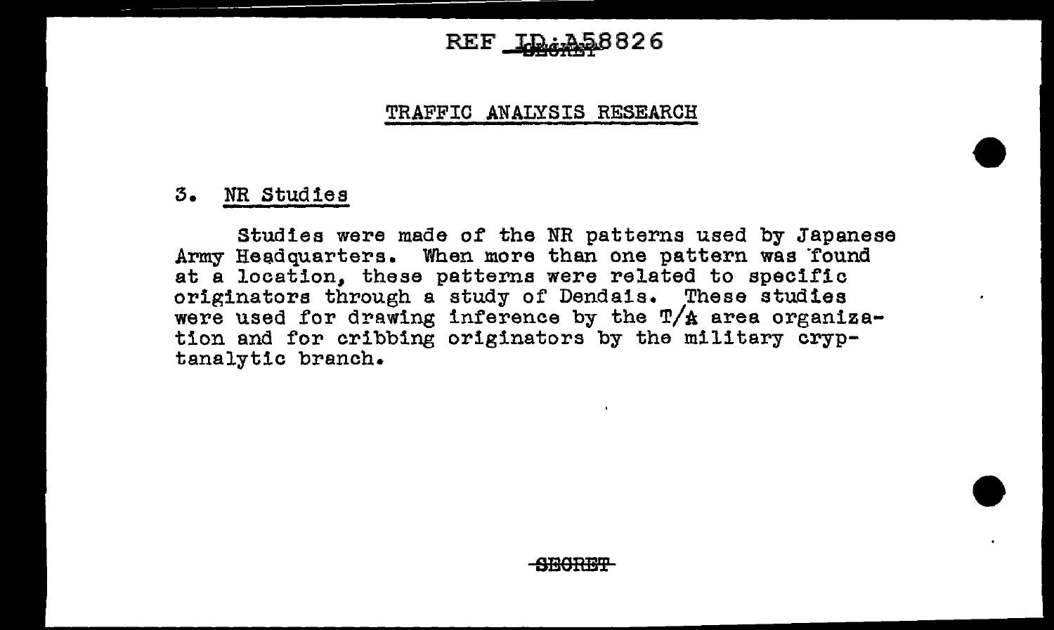## TRAFFIC ANALYSIS RESEARCH

### 3. NR Studies

Studies were made of the NR patterns used by Japanese Army Headquarters. When more than one pattern was found at a location, these patterns were related to specific originators through a study of Dendais. These studies were used for drawing inference by the T/A area organization and for cribbing originators by the military cryptanalytic branch.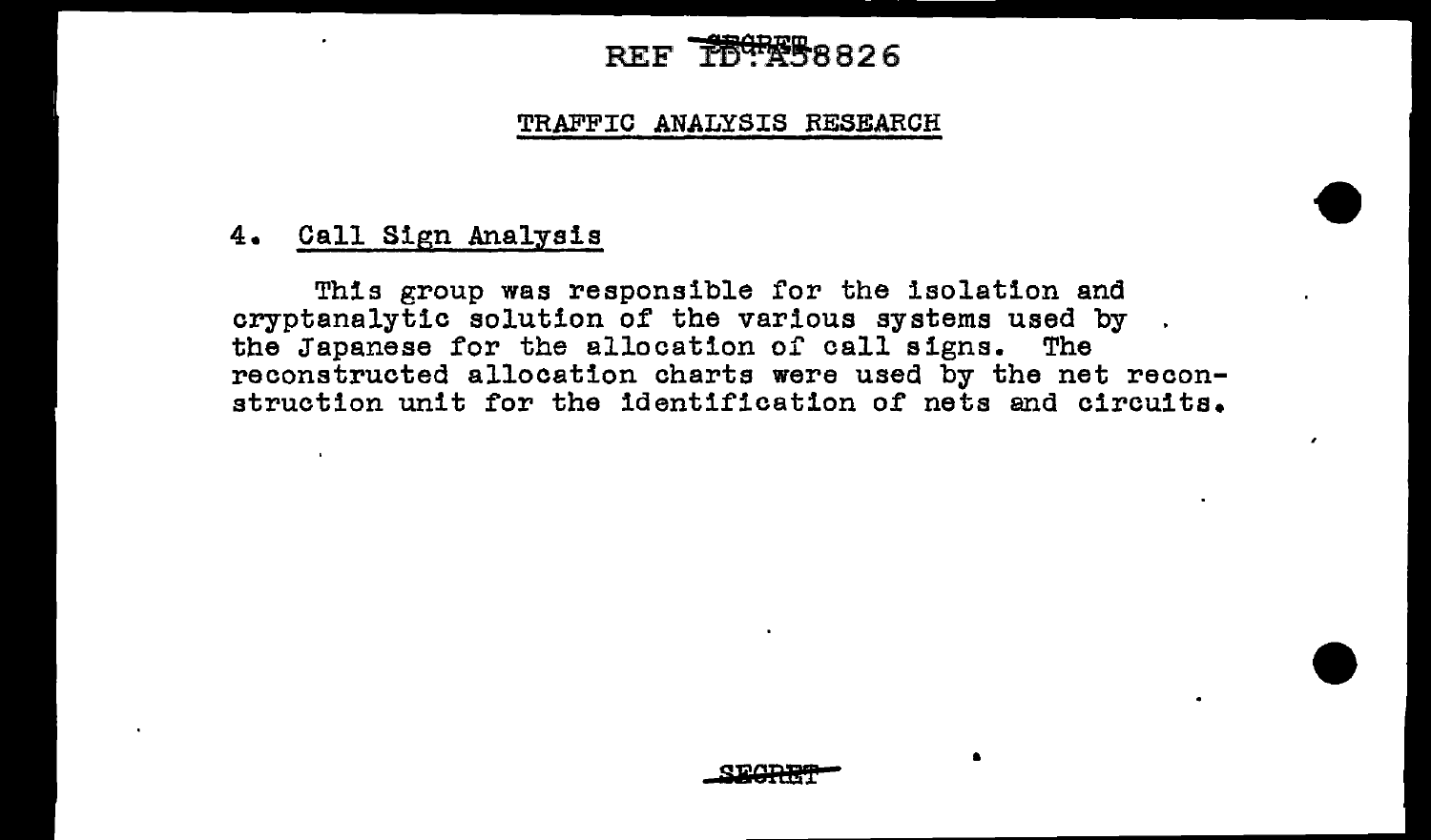## TRAFFIC ANALYSIS RESEARCH

### 4. Call Sign Analysis

This group was responsible for the isolation and cryptanalytic solution of the various systems used by the Japanese for the allocation of call signs. The reconstructed allocation charts were used by the net reconstruction unit for the identification of nets and circuits.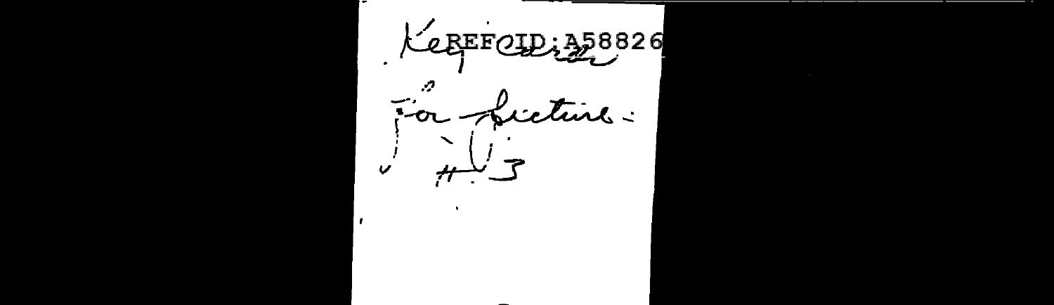REF ID:A58826

Key Cards

For Lecture:

#3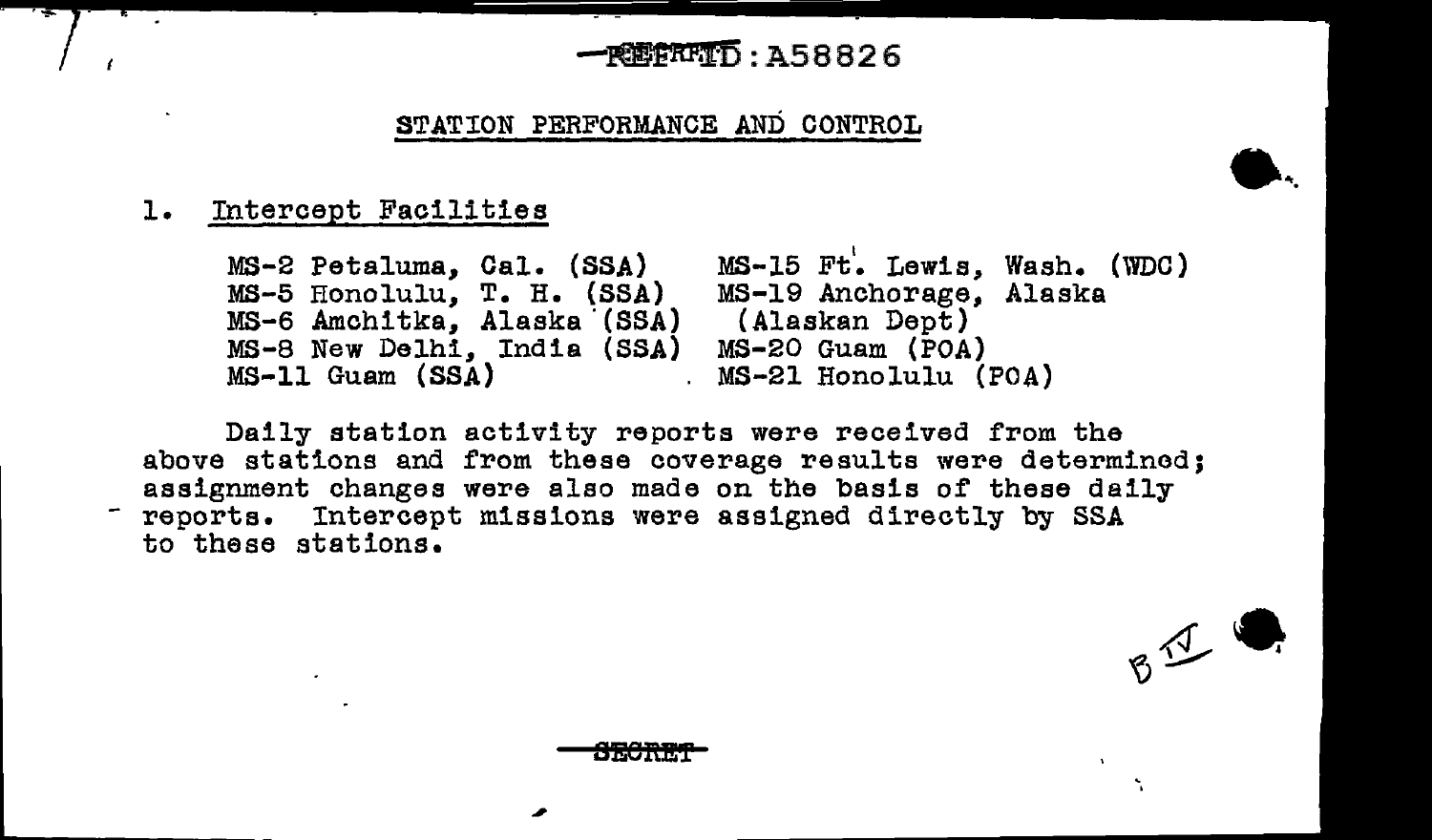REF ID:A58826

## STATION PERFORMANCE AND CONTROL

### 1. Intercept Facilities

- MS-2 Petaluma, Cal. (SSA)
- MS-5 Honolulu, T. H. (SSA)
- MS-6 Amchitka, Alaska (SSA)
- MS-8 New Delhi, India (SSA)
- MS-11 Guam (SSA)
- MS-15 Ft. Lewis, Wash. (WDC)
- MS-19 Anchorage, Alaska (Alaskan Dept)
- MS-20 Guam (POA)
- MS-21 Honolulu (POA)

Daily station activity reports were received from the above stations and from these coverage results were determined; assignment changes were also made on the basis of these daily reports. Intercept missions were assigned directly by SSA to these stations.

SECRET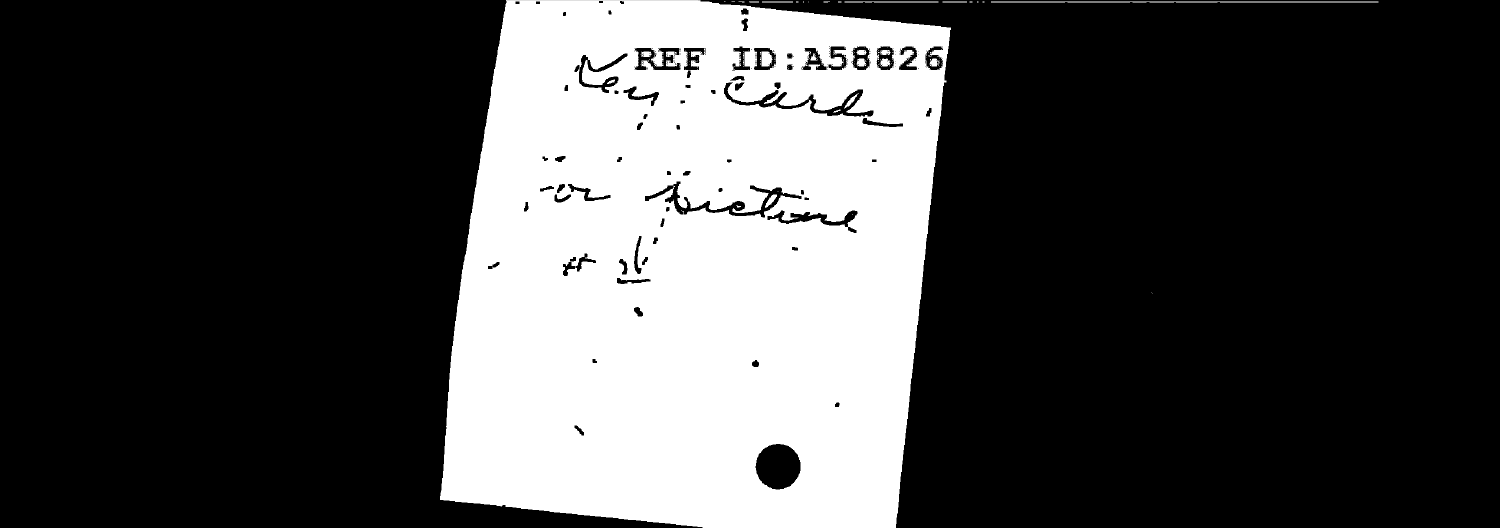REF ID:A58826

Key Cards

for picture

# 26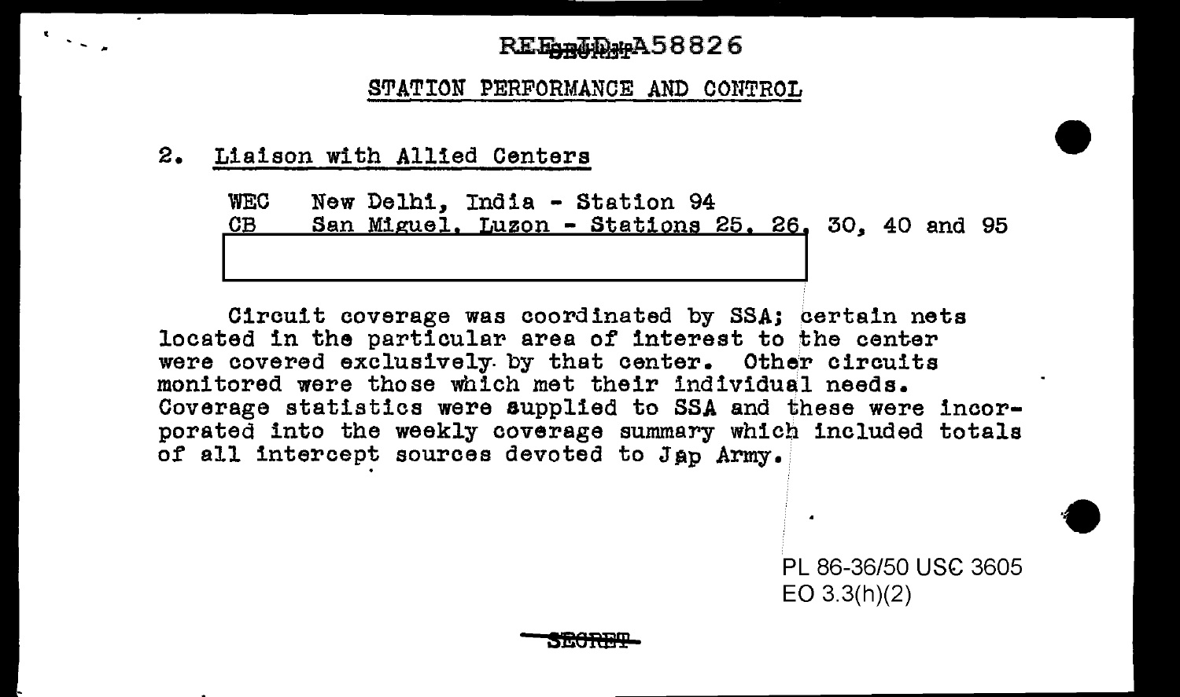## STATION PERFORMANCE AND CONTROL

### 2. Liaison with Allied Centers

WEC New Delhi, India - Station 94
CB San Miguel, Luzon - Stations 25, 26, 30, 40 and 95

Circuit coverage was coordinated by SSA; certain nets located in the particular area of interest to the center were covered exclusively by that center. Other circuits monitored were those which met their individual needs. Coverage statistics were supplied to SSA and these were incorporated into the weekly coverage summary which included totals of all intercept sources devoted to Jap Army.

PL 86-36/50 USC 3605
EO 3.3(h)(2)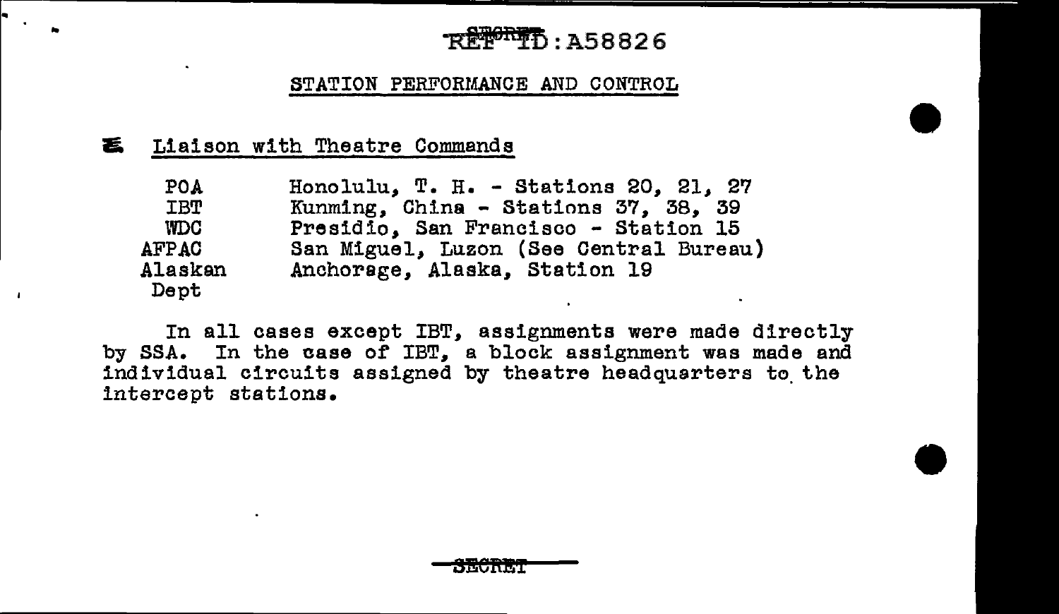## STATION PERFORMANCE AND CONTROL

### E. Liaison with Theatre Commands

| | |
|---|---|
| POA | Honolulu, T. H. - Stations 20, 21, 27 |
| IBT | Kunming, China - Stations 37, 38, 39 |
| WDC | Presidio, San Francisco - Station 15 |
| AFPAC | San Miguel, Luzon (See Central Bureau) |
| Alaskan Dept | Anchorage, Alaska, Station 19 |

In all cases except IBT, assignments were made directly by SSA. In the case of IBT, a block assignment was made and individual circuits assigned by theatre headquarters to the intercept stations.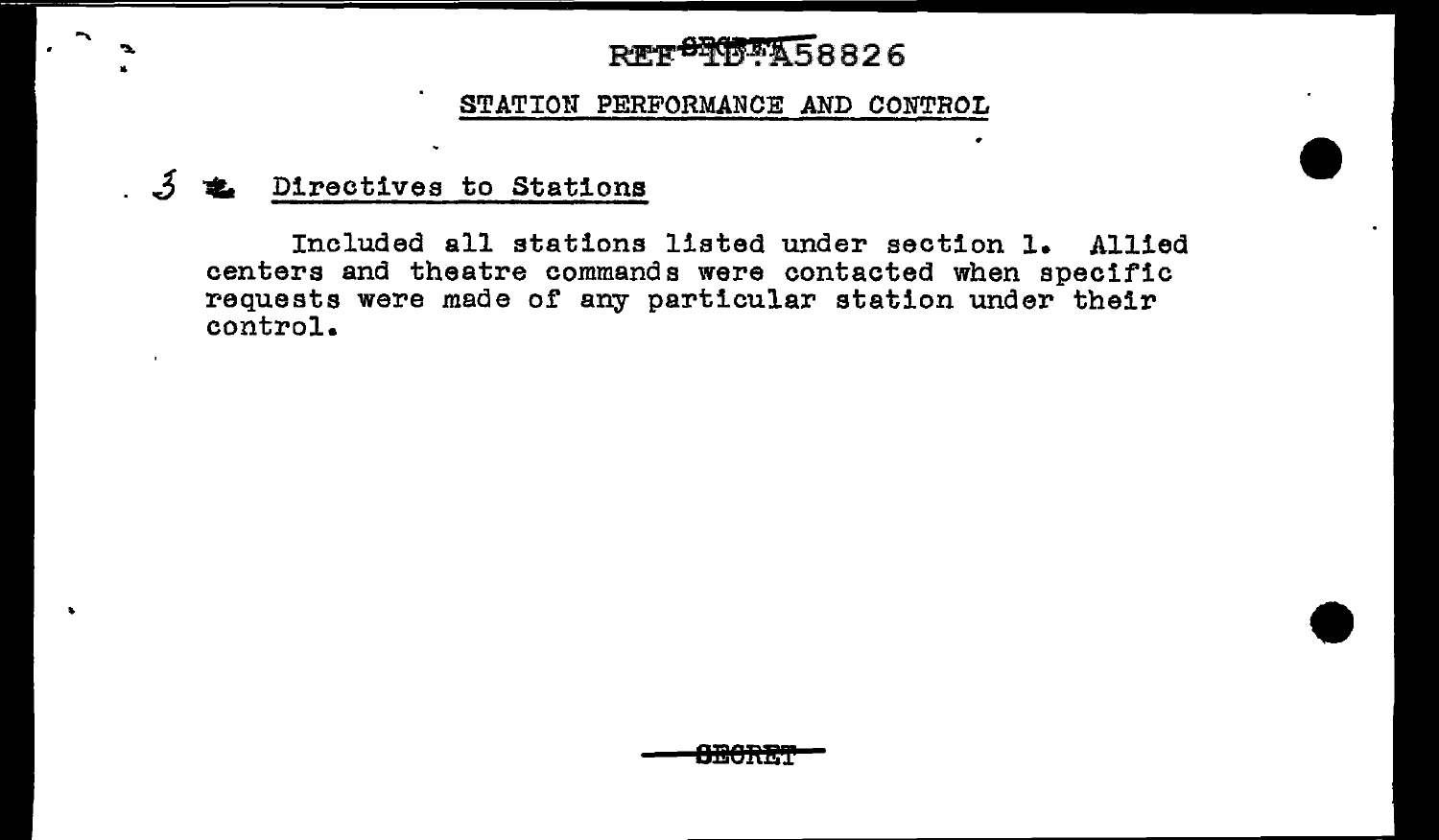## STATION PERFORMANCE AND CONTROL

### 3. Directives to Stations

Included all stations listed under section 1. Allied centers and theatre commands were contacted when specific requests were made of any particular station under their control.

SECRET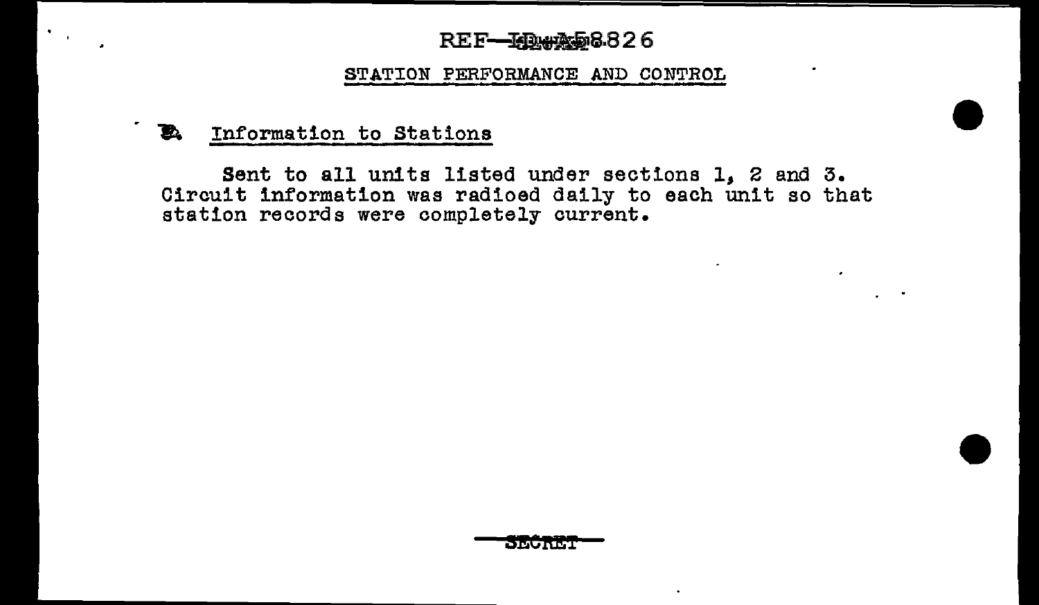## STATION PERFORMANCE AND CONTROL

### B. Information to Stations

Sent to all units listed under sections 1, 2 and 3. Circuit information was radioed daily to each unit so that station records were completely current.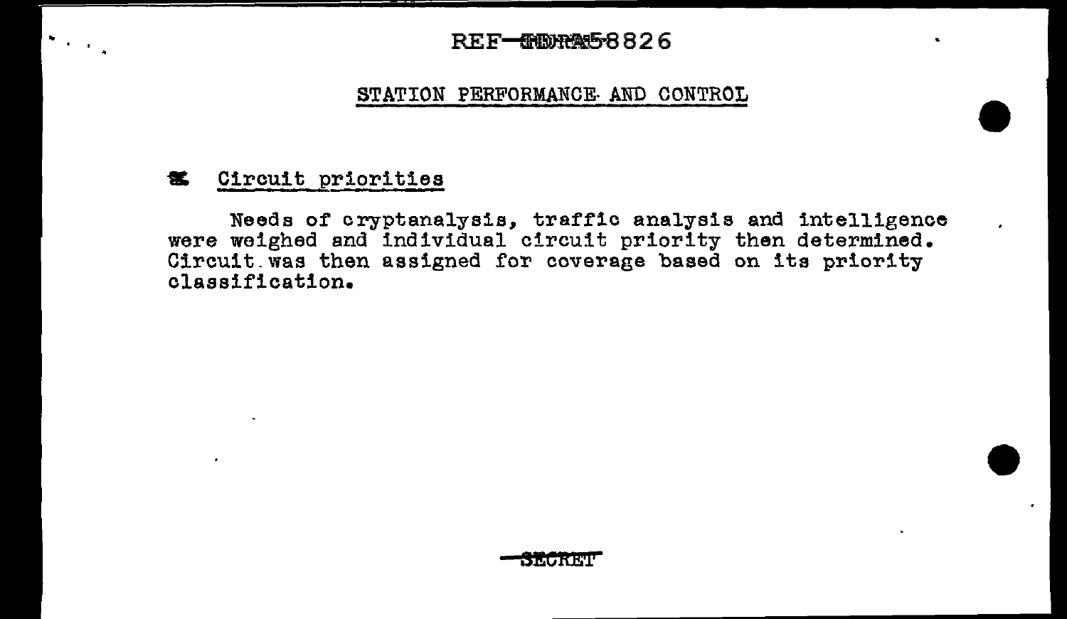## STATION PERFORMANCE AND CONTROL

### Circuit priorities

Needs of cryptanalysis, traffic analysis and intelligence were weighed and individual circuit priority then determined. Circuit was then assigned for coverage based on its priority classification.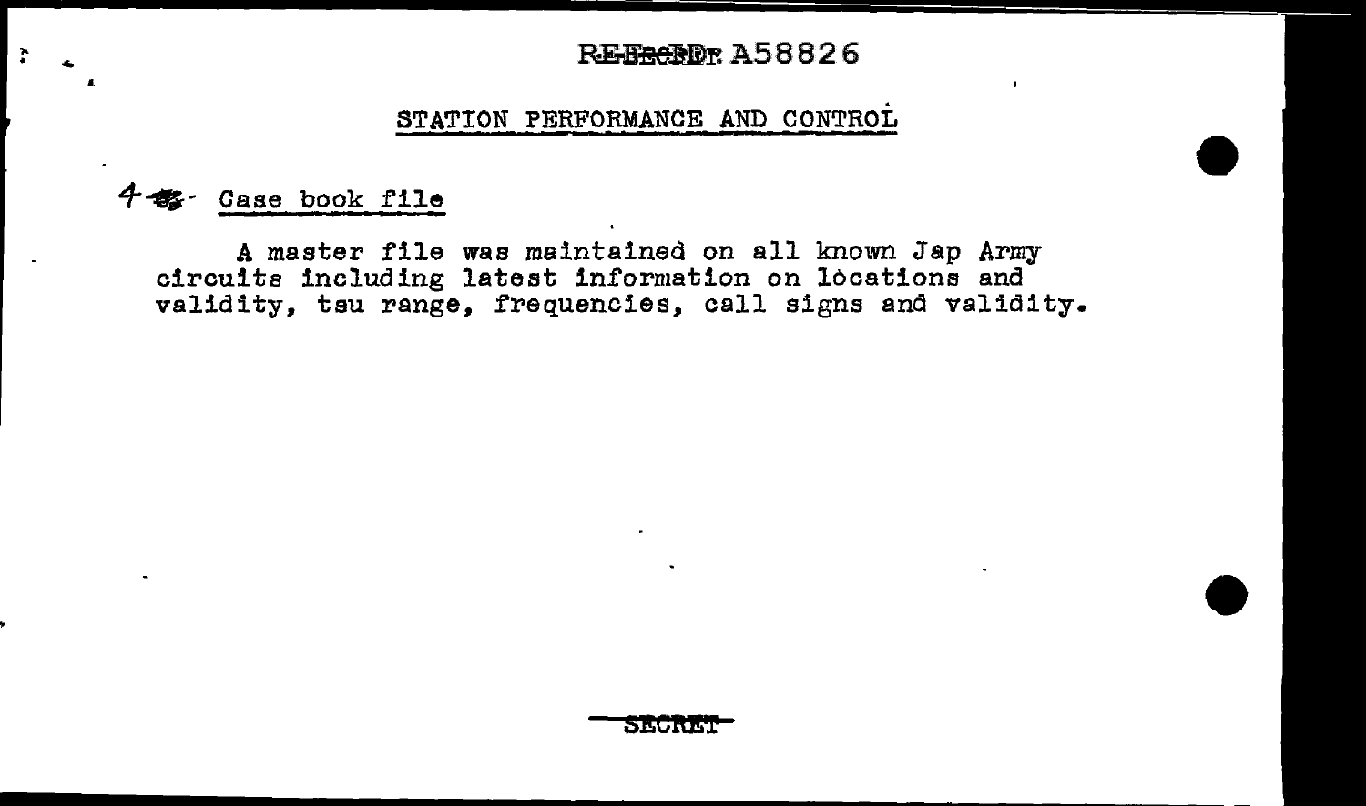REF ID: A58826

## STATION PERFORMANCE AND CONTROL

4- Case book file

A master file was maintained on all known Jap Army circuits including latest information on locations and validity, tsu range, frequencies, call signs and validity.

SECRET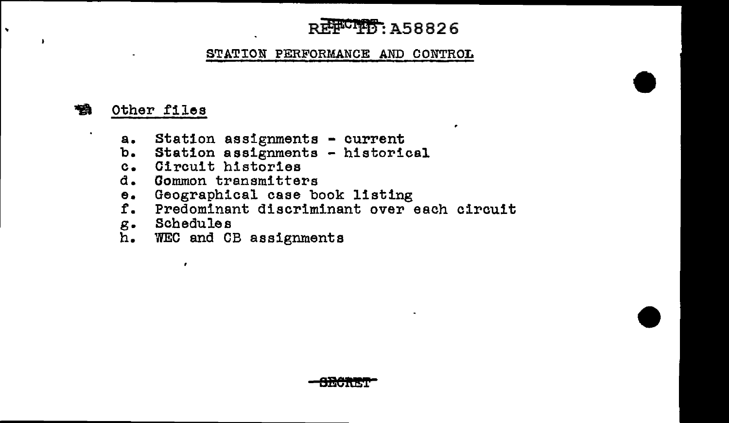## STATION PERFORMANCE AND CONTROL

### Other files

a. Station assignments - current
b. Station assignments - historical
c. Circuit histories
d. Common transmitters
e. Geographical case book listing
f. Predominant discriminant over each circuit
g. Schedules
h. WEC and CB assignments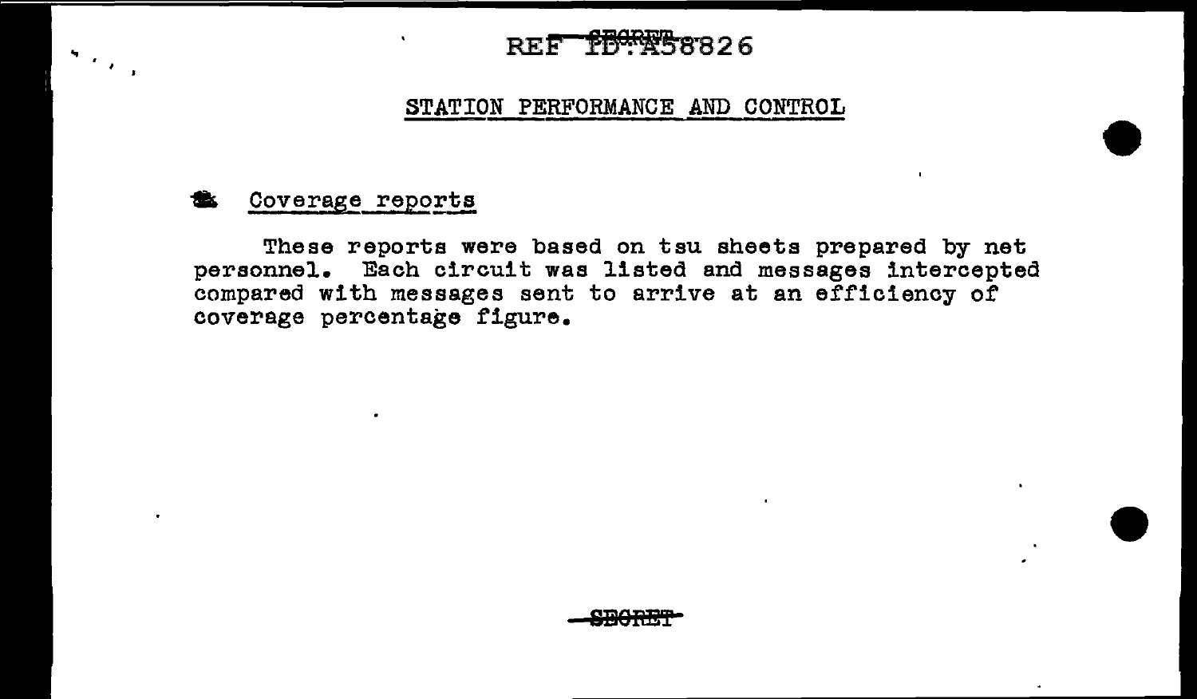## STATION PERFORMANCE AND CONTROL

### Coverage reports

These reports were based on tsu sheets prepared by net personnel. Each circuit was listed and messages intercepted compared with messages sent to arrive at an efficiency of coverage percentage figure.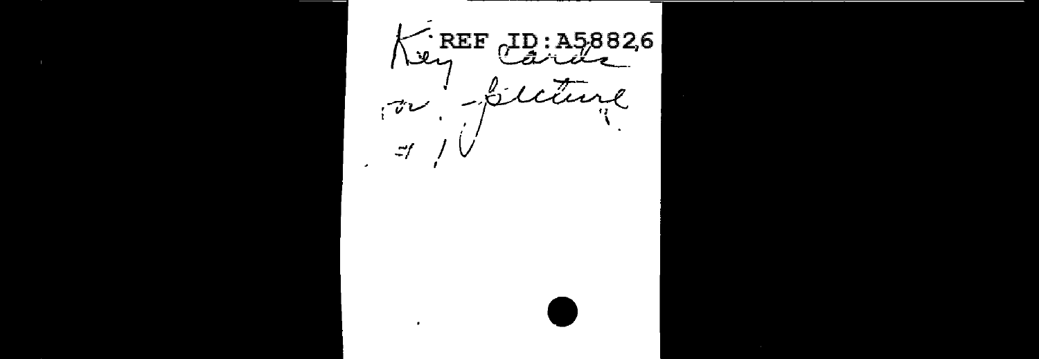REF ID:A58826

Key Cards

or - picture

= 1 V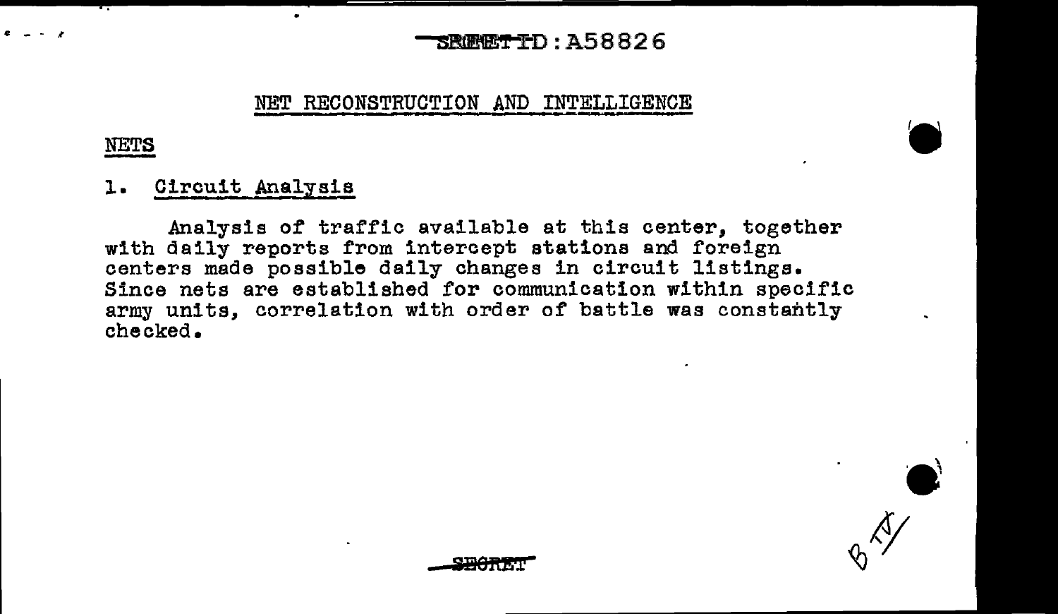## NET RECONSTRUCTION AND INTELLIGENCE

### NETS

### 1. Circuit Analysis

Analysis of traffic available at this center, together with daily reports from intercept stations and foreign centers made possible daily changes in circuit listings. Since nets are established for communication within specific army units, correlation with order of battle was constantly checked.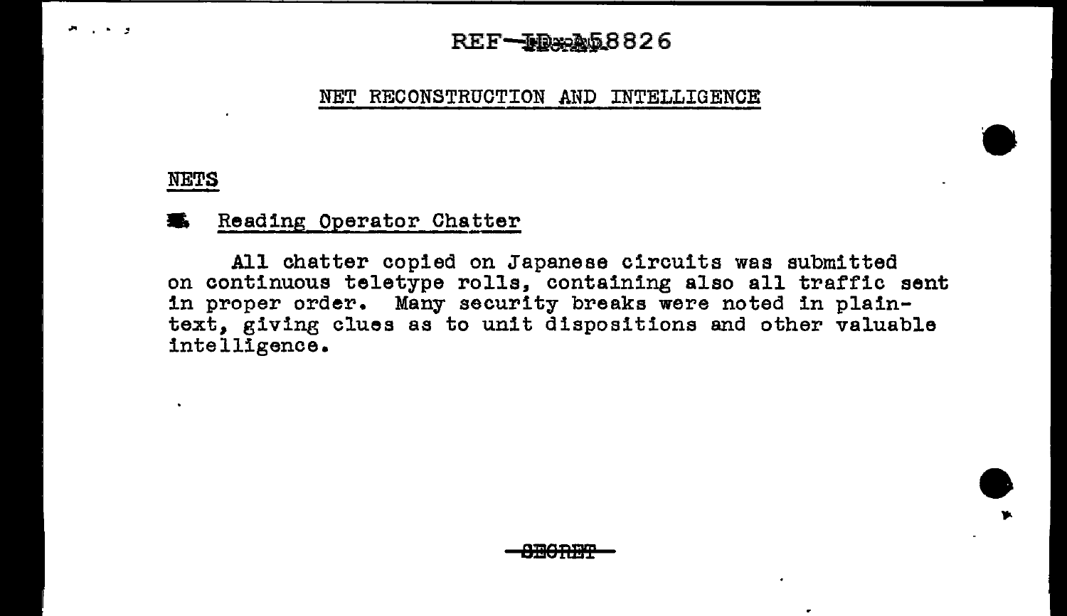## NET RECONSTRUCTION AND INTELLIGENCE

### NETS

#### Reading Operator Chatter

All chatter copied on Japanese circuits was submitted on continuous teletype rolls, containing also all traffic sent in proper order. Many security breaks were noted in plain-text, giving clues as to unit dispositions and other valuable intelligence.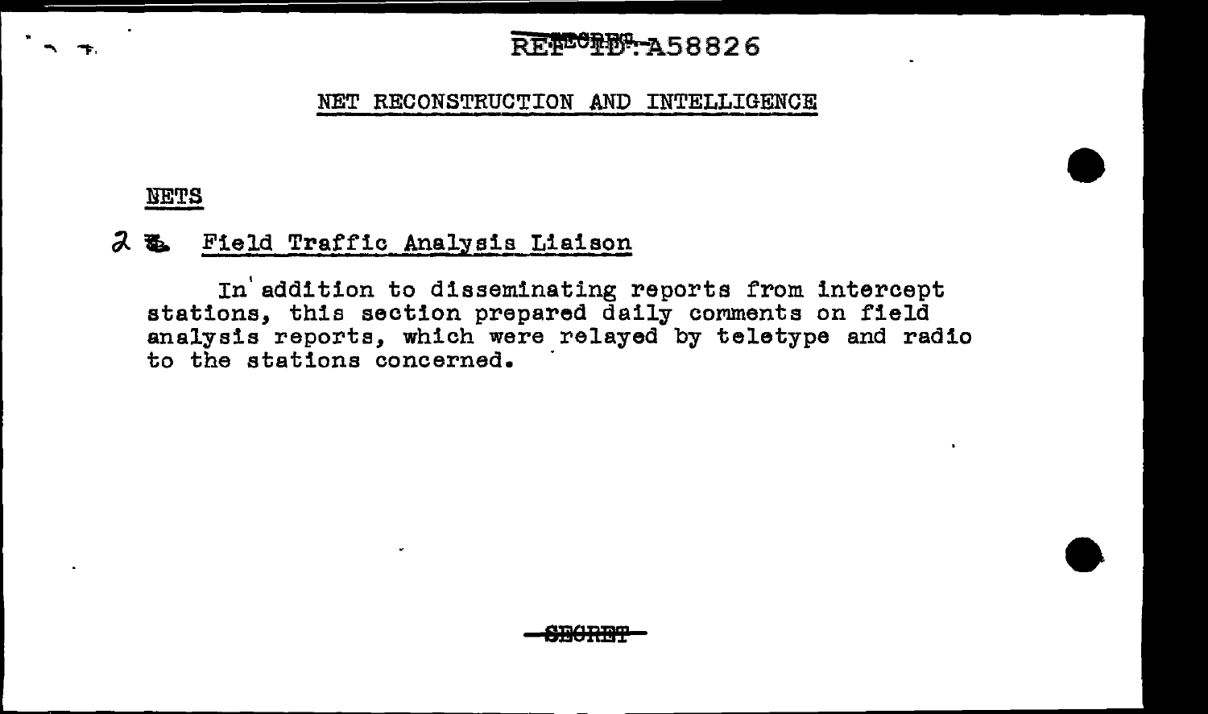## NET RECONSTRUCTION AND INTELLIGENCE

### NETS

#### 2. Field Traffic Analysis Liaison

In addition to disseminating reports from intercept stations, this section prepared daily comments on field analysis reports, which were relayed by teletype and radio to the stations concerned.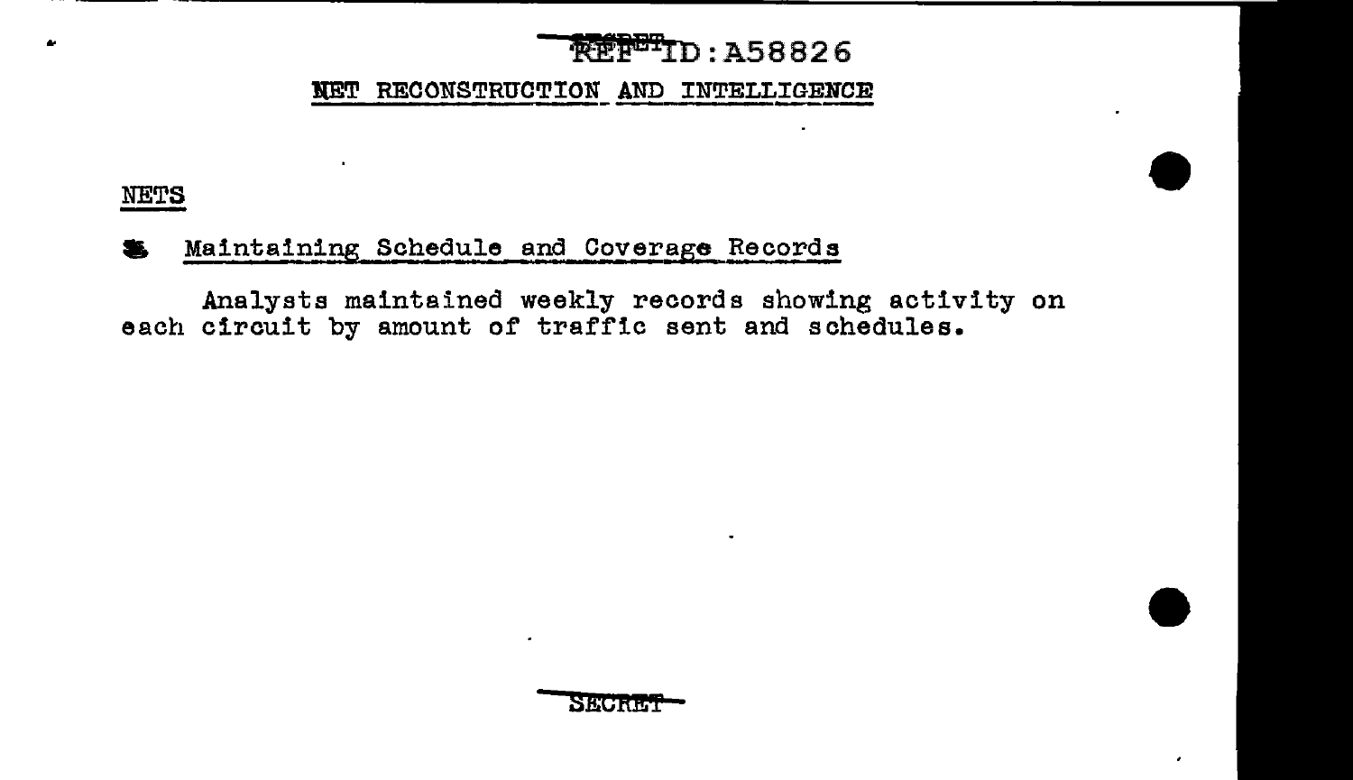## NET RECONSTRUCTION AND INTELLIGENCE

### NETS

#### Maintaining Schedule and Coverage Records

Analysts maintained weekly records showing activity on each circuit by amount of traffic sent and schedules.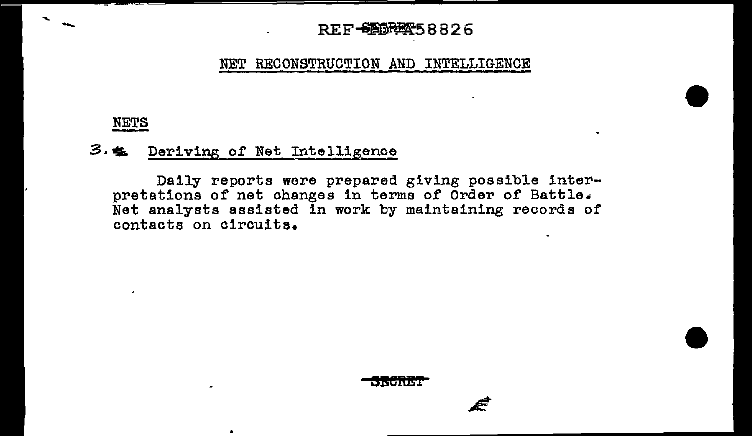# NET RECONSTRUCTION AND INTELLIGENCE

## NETS

### 3. Deriving of Net Intelligence

Daily reports were prepared giving possible interpretations of net changes in terms of Order of Battle. Net analysts assisted in work by maintaining records of contacts on circuits.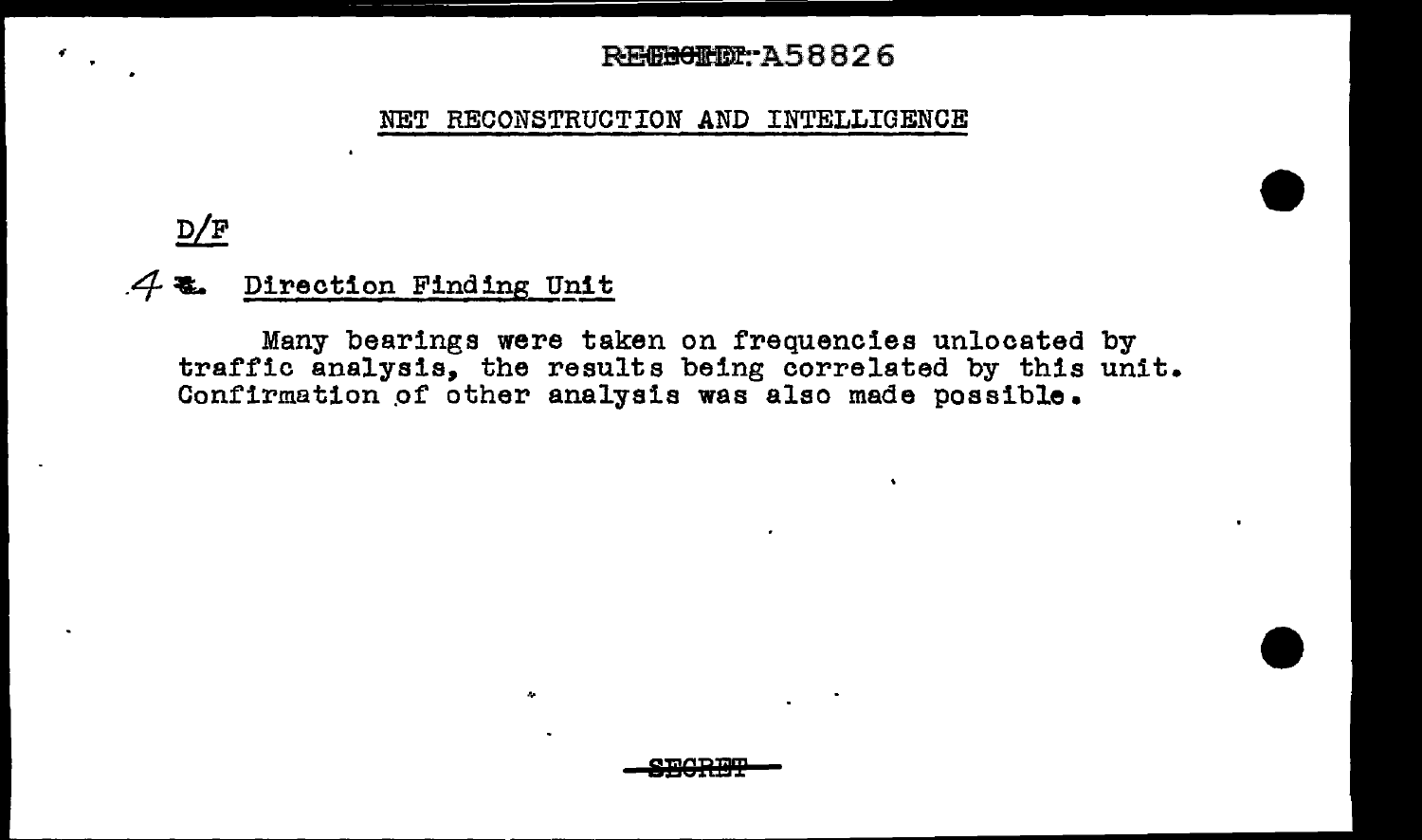## NET RECONSTRUCTION AND INTELLIGENCE

D/F

4. Direction Finding Unit

Many bearings were taken on frequencies unlocated by traffic analysis, the results being correlated by this unit. Confirmation of other analysis was also made possible.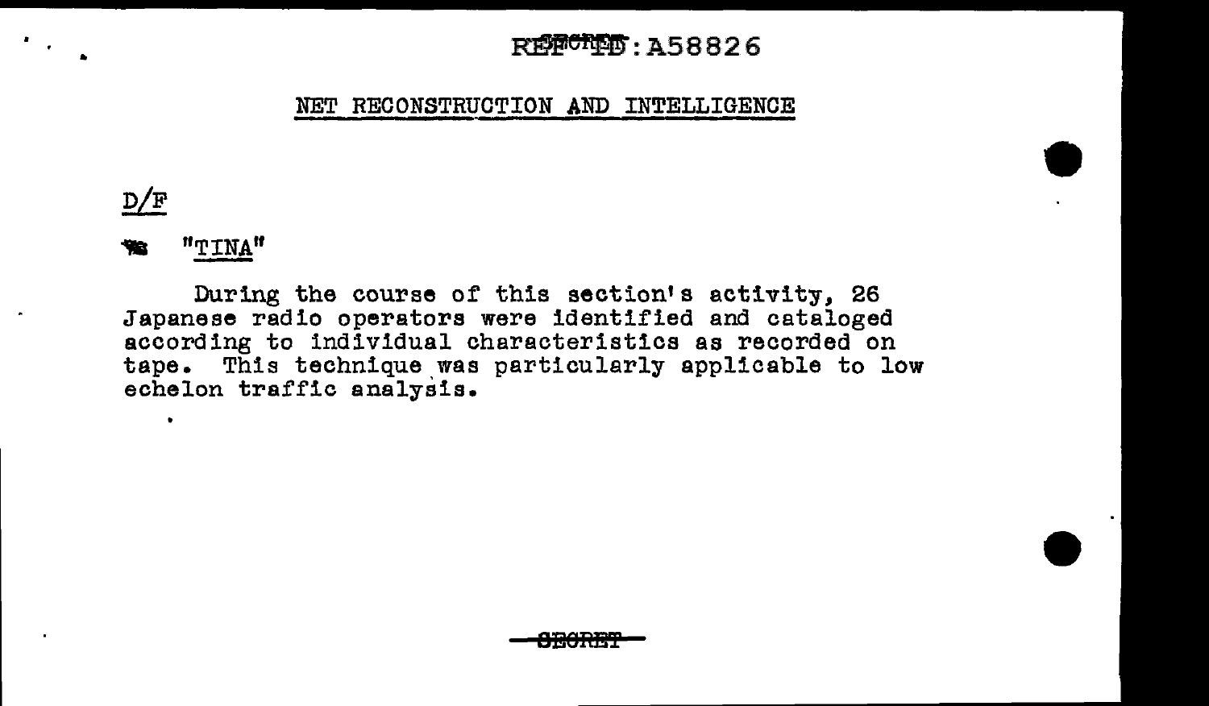REF ID:A58826

## NET RECONSTRUCTION AND INTELLIGENCE

D/F

"TINA"

During the course of this section's activity, 26 Japanese radio operators were identified and cataloged according to individual characteristics as recorded on tape. This technique was particularly applicable to low echelon traffic analysis.

SECRET